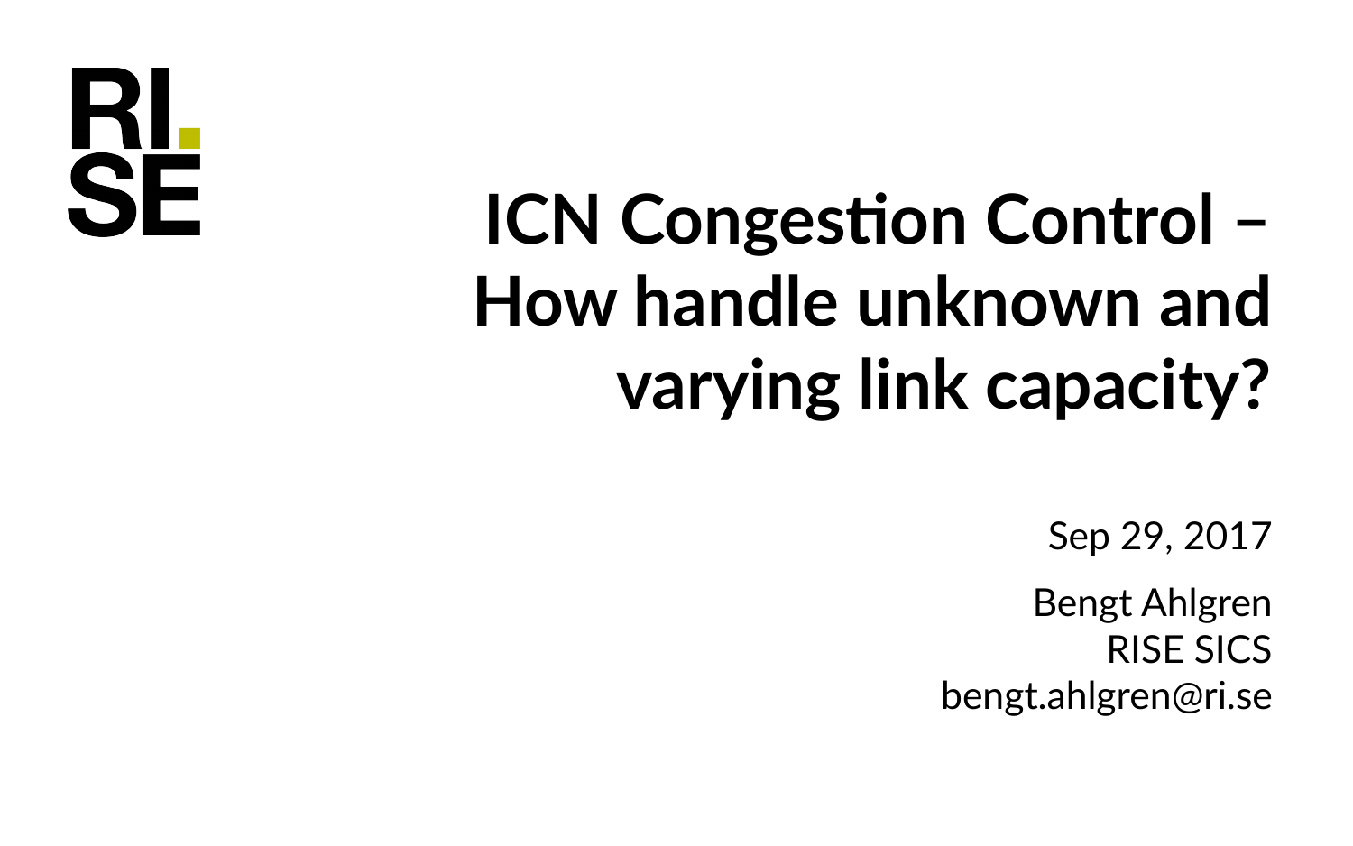RI.
SE

# ICN Congestion Control – How handle unknown and varying link capacity?

Sep 29, 2017

Bengt Ahlgren
RISE SICS
bengt.ahlgren@ri.se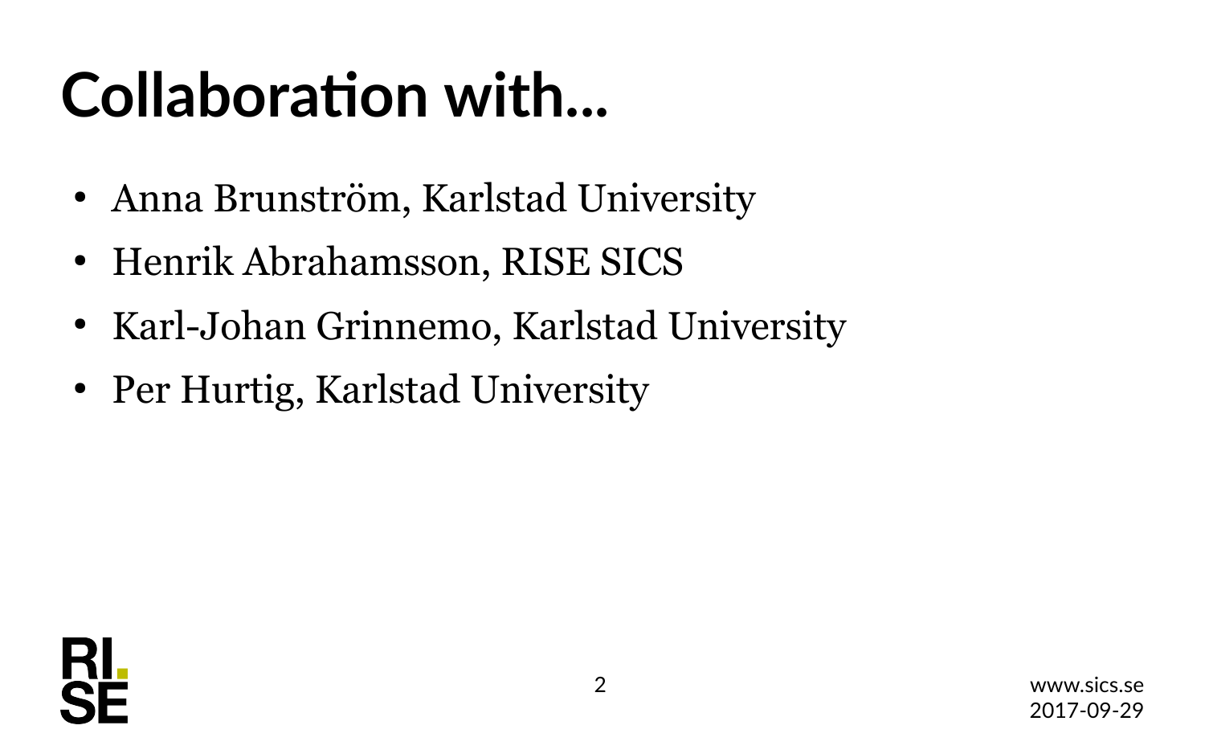# Collaboration with…

- Anna Brunström, Karlstad University
- Henrik Abrahamsson, RISE SICS
- Karl-Johan Grinnemo, Karlstad University
- Per Hurtig, Karlstad University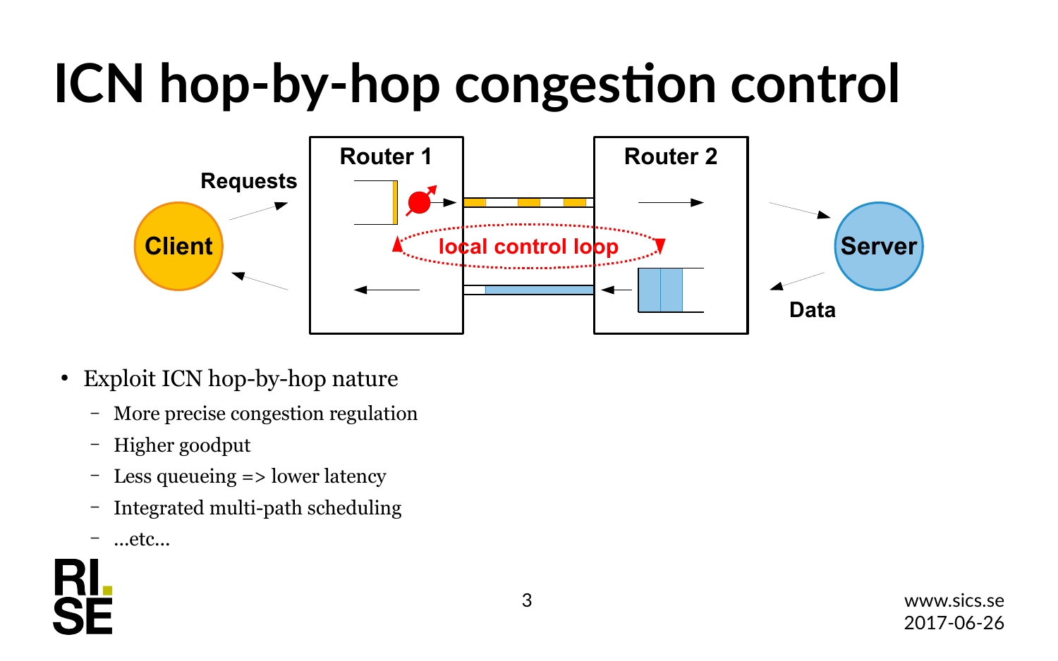# ICN hop-by-hop congestion control

Requests

Client

Router 1

local control loop

Router 2

Server

Data

- Exploit ICN hop-by-hop nature
  - More precise congestion regulation
  - Higher goodput
  - Less queueing => lower latency
  - Integrated multi-path scheduling
  - ...etc...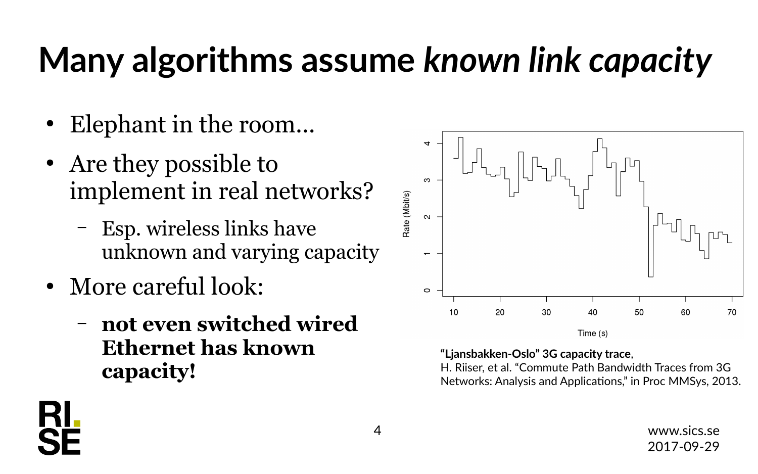# Many algorithms assume *known link capacity*

- Elephant in the room…
- Are they possible to implement in real networks?
  - Esp. wireless links have unknown and varying capacity
- More careful look:
  - **not even switched wired Ethernet has known capacity!**

**"Ljansbakken-Oslo" 3G capacity trace**,
H. Riiser, et al. "Commute Path Bandwidth Traces from 3G Networks: Analysis and Applications," in Proc MMSys, 2013.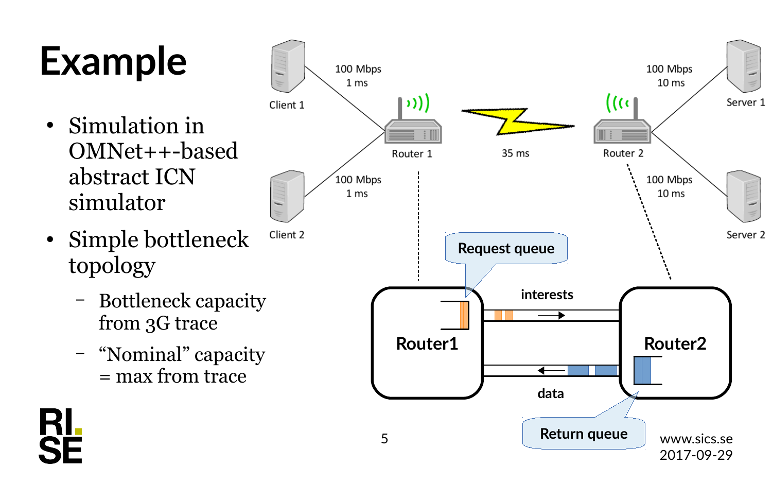# Example

- Simulation in OMNet++-based abstract ICN simulator
- Simple bottleneck topology
  - Bottleneck capacity from 3G trace
  - "Nominal" capacity = max from trace

Client 1 — 100 Mbps, 1 ms — Router 1

Client 2 — 100 Mbps, 1 ms — Router 1

Router 1 — 35 ms — Router 2

Router 2 — 100 Mbps, 10 ms — Server 1

Router 2 — 100 Mbps, 10 ms — Server 2

Router1 — Request queue — interests →

← data — Return queue — Router2

www.sics.se
2017-09-29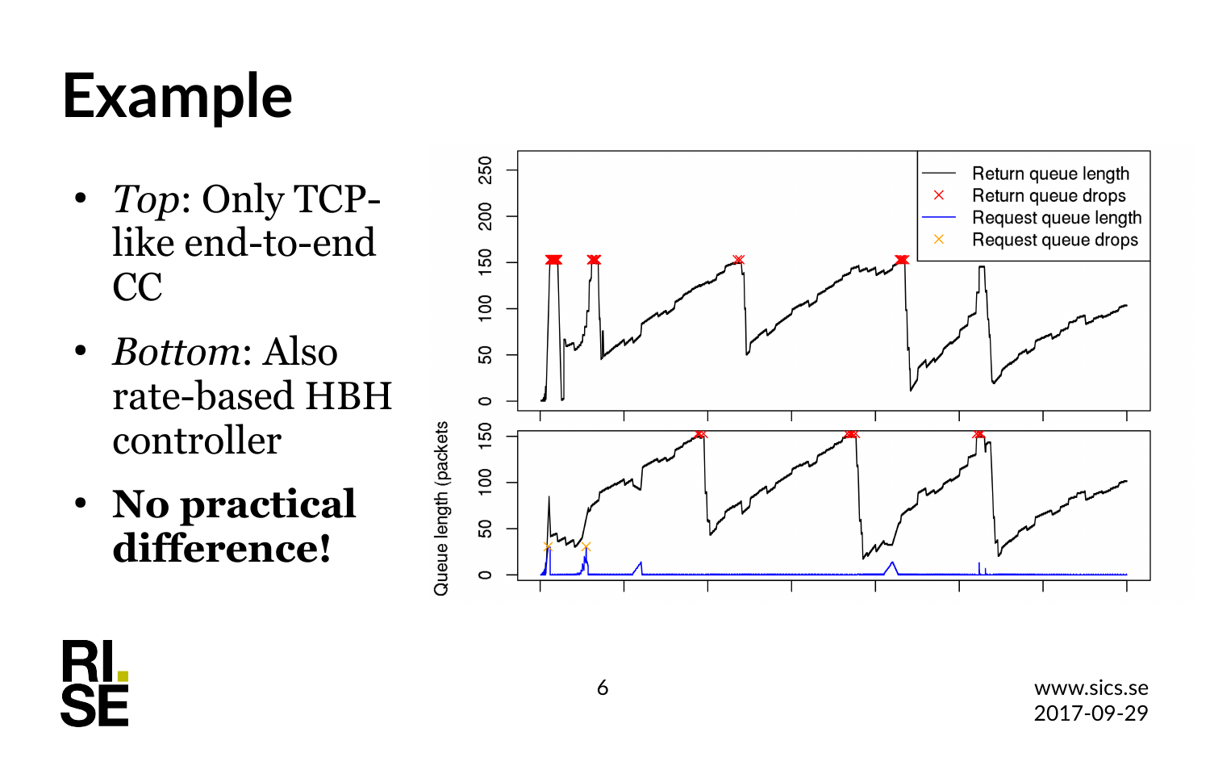# Example

- *Top*: Only TCP-like end-to-end CC
- *Bottom*: Also rate-based HBH controller
- **No practical difference!**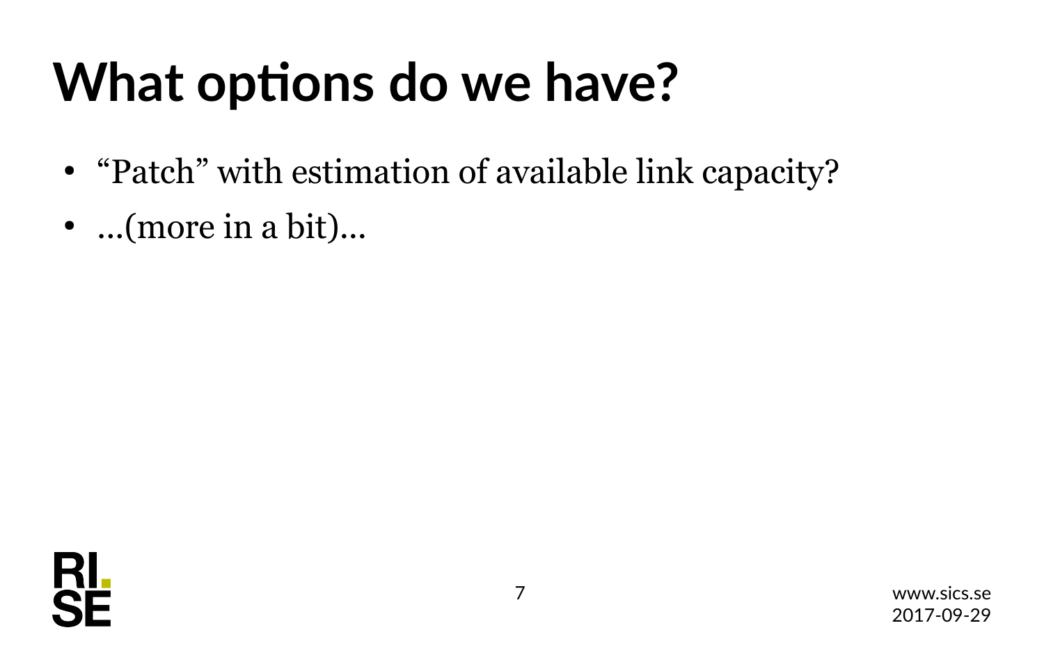# What options do we have?

- "Patch" with estimation of available link capacity?
- …(more in a bit)…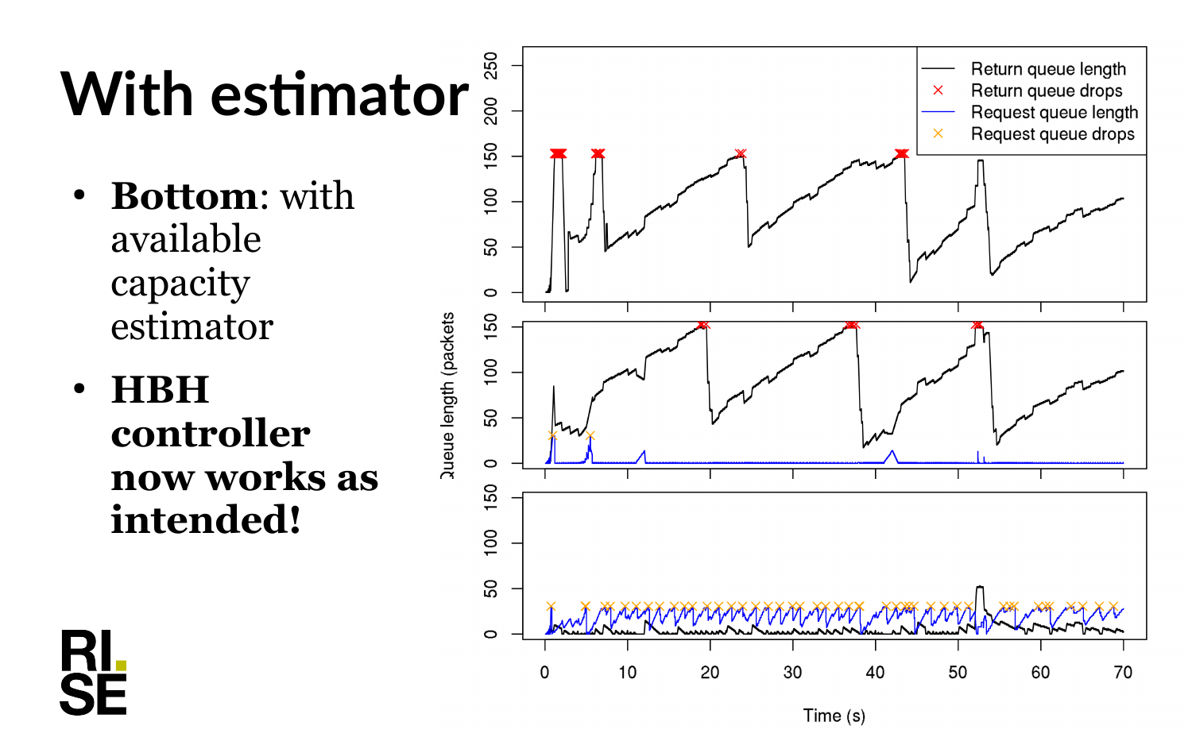# With estimator

- **Bottom**: with available capacity estimator
- **HBH controller now works as intended!**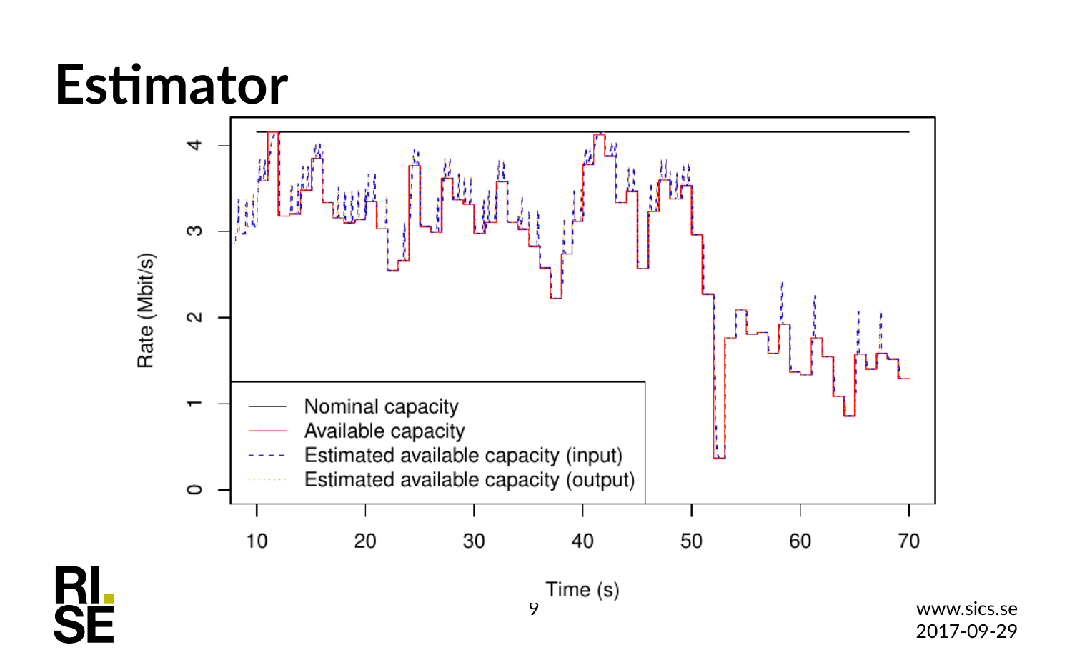# Estimator

Rate (Mbit/s)

Time (s)

- Nominal capacity
- Available capacity
- Estimated available capacity (input)
- Estimated available capacity (output)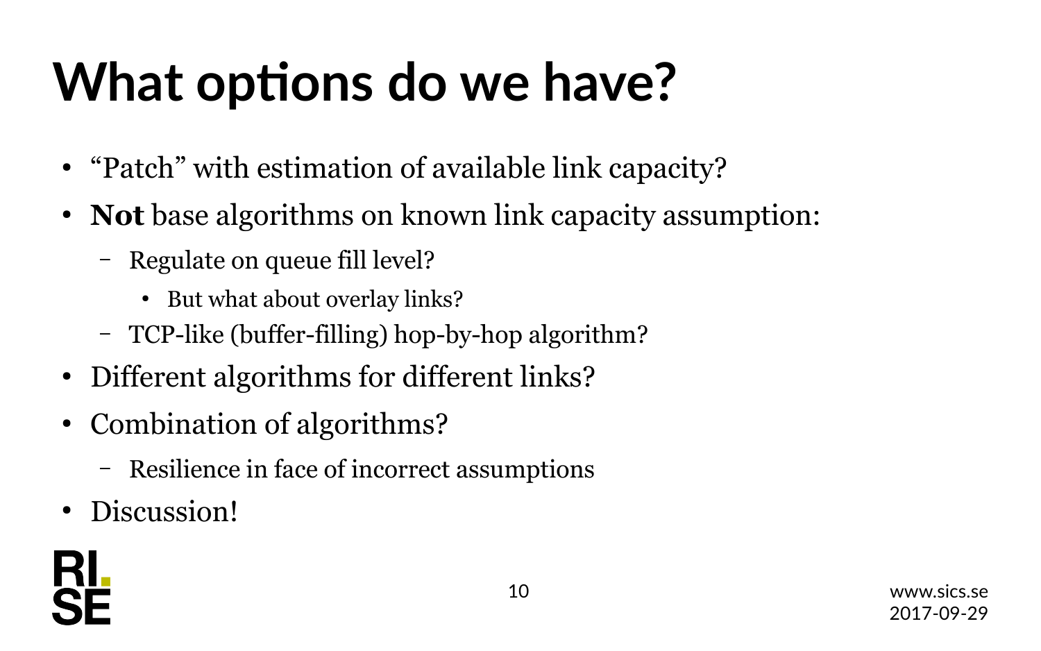# What options do we have?

- "Patch" with estimation of available link capacity?
- **Not** base algorithms on known link capacity assumption:
  - Regulate on queue fill level?
    - But what about overlay links?
  - TCP-like (buffer-filling) hop-by-hop algorithm?
- Different algorithms for different links?
- Combination of algorithms?
  - Resilience in face of incorrect assumptions
- Discussion!